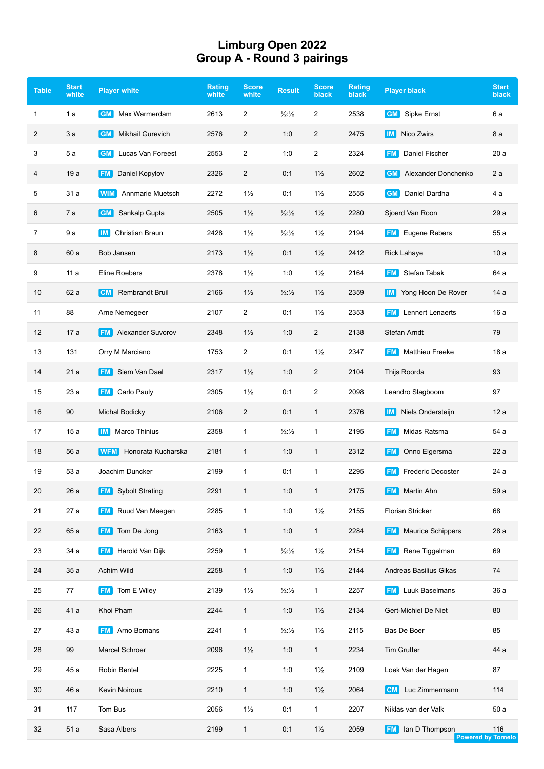# Limburg Open 2022
## Group A - Round 3 pairings

| Table | Start white | Player white | Rating white | Score white | Result | Score black | Rating black | Player black | Start black |
|---|---|---|---|---|---|---|---|---|---|
| 1 | 1 a | GM Max Warmerdam | 2613 | 2 | ½:½ | 2 | 2538 | GM Sipke Ernst | 6 a |
| 2 | 3 a | GM Mikhail Gurevich | 2576 | 2 | 1:0 | 2 | 2475 | IM Nico Zwirs | 8 a |
| 3 | 5 a | GM Lucas Van Foreest | 2553 | 2 | 1:0 | 2 | 2324 | FM Daniel Fischer | 20 a |
| 4 | 19 a | FM Daniel Kopylov | 2326 | 2 | 0:1 | 1½ | 2602 | GM Alexander Donchenko | 2 a |
| 5 | 31 a | WIM Annmarie Muetsch | 2272 | 1½ | 0:1 | 1½ | 2555 | GM Daniel Dardha | 4 a |
| 6 | 7 a | GM Sankalp Gupta | 2505 | 1½ | ½:½ | 1½ | 2280 | Sjoerd Van Roon | 29 a |
| 7 | 9 a | IM Christian Braun | 2428 | 1½ | ½:½ | 1½ | 2194 | FM Eugene Rebers | 55 a |
| 8 | 60 a | Bob Jansen | 2173 | 1½ | 0:1 | 1½ | 2412 | Rick Lahaye | 10 a |
| 9 | 11 a | Eline Roebers | 2378 | 1½ | 1:0 | 1½ | 2164 | FM Stefan Tabak | 64 a |
| 10 | 62 a | CM Rembrandt Bruil | 2166 | 1½ | ½:½ | 1½ | 2359 | IM Yong Hoon De Rover | 14 a |
| 11 | 88 | Arne Nemegeer | 2107 | 2 | 0:1 | 1½ | 2353 | FM Lennert Lenaerts | 16 a |
| 12 | 17 a | FM Alexander Suvorov | 2348 | 1½ | 1:0 | 2 | 2138 | Stefan Arndt | 79 |
| 13 | 131 | Orry M Marciano | 1753 | 2 | 0:1 | 1½ | 2347 | FM Matthieu Freeke | 18 a |
| 14 | 21 a | FM Siem Van Dael | 2317 | 1½ | 1:0 | 2 | 2104 | Thijs Roorda | 93 |
| 15 | 23 a | FM Carlo Pauly | 2305 | 1½ | 0:1 | 2 | 2098 | Leandro Slagboom | 97 |
| 16 | 90 | Michal Bodicky | 2106 | 2 | 0:1 | 1 | 2376 | IM Niels Ondersteijn | 12 a |
| 17 | 15 a | IM Marco Thinius | 2358 | 1 | ½:½ | 1 | 2195 | FM Midas Ratsma | 54 a |
| 18 | 56 a | WFM Honorata Kucharska | 2181 | 1 | 1:0 | 1 | 2312 | FM Onno Elgersma | 22 a |
| 19 | 53 a | Joachim Duncker | 2199 | 1 | 0:1 | 1 | 2295 | FM Frederic Decoster | 24 a |
| 20 | 26 a | FM Sybolt Strating | 2291 | 1 | 1:0 | 1 | 2175 | FM Martin Ahn | 59 a |
| 21 | 27 a | FM Ruud Van Meegen | 2285 | 1 | 1:0 | 1½ | 2155 | Florian Stricker | 68 |
| 22 | 65 a | FM Tom De Jong | 2163 | 1 | 1:0 | 1 | 2284 | FM Maurice Schippers | 28 a |
| 23 | 34 a | FM Harold Van Dijk | 2259 | 1 | ½:½ | 1½ | 2154 | FM Rene Tiggelman | 69 |
| 24 | 35 a | Achim Wild | 2258 | 1 | 1:0 | 1½ | 2144 | Andreas Basilius Gikas | 74 |
| 25 | 77 | FM Tom E Wiley | 2139 | 1½ | ½:½ | 1 | 2257 | FM Luuk Baselmans | 36 a |
| 26 | 41 a | Khoi Pham | 2244 | 1 | 1:0 | 1½ | 2134 | Gert-Michiel De Niet | 80 |
| 27 | 43 a | FM Arno Bomans | 2241 | 1 | ½:½ | 1½ | 2115 | Bas De Boer | 85 |
| 28 | 99 | Marcel Schroer | 2096 | 1½ | 1:0 | 1 | 2234 | Tim Grutter | 44 a |
| 29 | 45 a | Robin Bentel | 2225 | 1 | 1:0 | 1½ | 2109 | Loek Van der Hagen | 87 |
| 30 | 46 a | Kevin Noiroux | 2210 | 1 | 1:0 | 1½ | 2064 | CM Luc Zimmermann | 114 |
| 31 | 117 | Tom Bus | 2056 | 1½ | 0:1 | 1 | 2207 | Niklas van der Valk | 50 a |
| 32 | 51 a | Sasa Albers | 2199 | 1 | 0:1 | 1½ | 2059 | FM Ian D Thompson | 116 |

Powered by Tornelo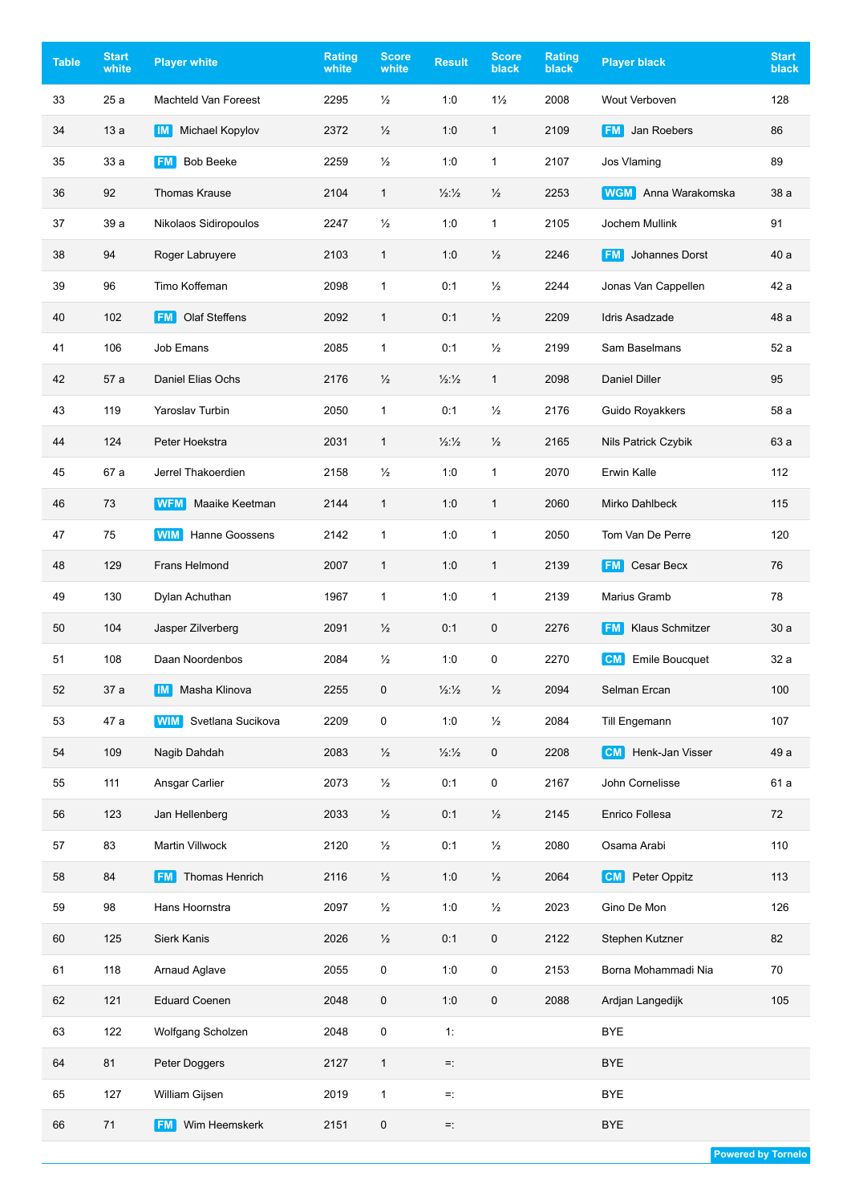| Table | Start white | Player white | Rating white | Score white | Result | Score black | Rating black | Player black | Start black |
|---|---|---|---|---|---|---|---|---|---|
| 33 | 25 a | Machteld Van Foreest | 2295 | ½ | 1:0 | 1½ | 2008 | Wout Verboven | 128 |
| 34 | 13 a | IM Michael Kopylov | 2372 | ½ | 1:0 | 1 | 2109 | FM Jan Roebers | 86 |
| 35 | 33 a | FM Bob Beeke | 2259 | ½ | 1:0 | 1 | 2107 | Jos Vlaming | 89 |
| 36 | 92 | Thomas Krause | 2104 | 1 | ½:½ | ½ | 2253 | WGM Anna Warakomska | 38 a |
| 37 | 39 a | Nikolaos Sidiropoulos | 2247 | ½ | 1:0 | 1 | 2105 | Jochem Mullink | 91 |
| 38 | 94 | Roger Labruyere | 2103 | 1 | 1:0 | ½ | 2246 | FM Johannes Dorst | 40 a |
| 39 | 96 | Timo Koffeman | 2098 | 1 | 0:1 | ½ | 2244 | Jonas Van Cappellen | 42 a |
| 40 | 102 | FM Olaf Steffens | 2092 | 1 | 0:1 | ½ | 2209 | Idris Asadzade | 48 a |
| 41 | 106 | Job Emans | 2085 | 1 | 0:1 | ½ | 2199 | Sam Baselmans | 52 a |
| 42 | 57 a | Daniel Elias Ochs | 2176 | ½ | ½:½ | 1 | 2098 | Daniel Diller | 95 |
| 43 | 119 | Yaroslav Turbin | 2050 | 1 | 0:1 | ½ | 2176 | Guido Royakkers | 58 a |
| 44 | 124 | Peter Hoekstra | 2031 | 1 | ½:½ | ½ | 2165 | Nils Patrick Czybik | 63 a |
| 45 | 67 a | Jerrel Thakoerdien | 2158 | ½ | 1:0 | 1 | 2070 | Erwin Kalle | 112 |
| 46 | 73 | WFM Maaike Keetman | 2144 | 1 | 1:0 | 1 | 2060 | Mirko Dahlbeck | 115 |
| 47 | 75 | WIM Hanne Goossens | 2142 | 1 | 1:0 | 1 | 2050 | Tom Van De Perre | 120 |
| 48 | 129 | Frans Helmond | 2007 | 1 | 1:0 | 1 | 2139 | FM Cesar Becx | 76 |
| 49 | 130 | Dylan Achuthan | 1967 | 1 | 1:0 | 1 | 2139 | Marius Gramb | 78 |
| 50 | 104 | Jasper Zilverberg | 2091 | ½ | 0:1 | 0 | 2276 | FM Klaus Schmitzer | 30 a |
| 51 | 108 | Daan Noordenbos | 2084 | ½ | 1:0 | 0 | 2270 | CM Emile Boucquet | 32 a |
| 52 | 37 a | IM Masha Klinova | 2255 | 0 | ½:½ | ½ | 2094 | Selman Ercan | 100 |
| 53 | 47 a | WIM Svetlana Sucikova | 2209 | 0 | 1:0 | ½ | 2084 | Till Engemann | 107 |
| 54 | 109 | Nagib Dahdah | 2083 | ½ | ½:½ | 0 | 2208 | CM Henk-Jan Visser | 49 a |
| 55 | 111 | Ansgar Carlier | 2073 | ½ | 0:1 | 0 | 2167 | John Cornelisse | 61 a |
| 56 | 123 | Jan Hellenberg | 2033 | ½ | 0:1 | ½ | 2145 | Enrico Follesa | 72 |
| 57 | 83 | Martin Villwock | 2120 | ½ | 0:1 | ½ | 2080 | Osama Arabi | 110 |
| 58 | 84 | FM Thomas Henrich | 2116 | ½ | 1:0 | ½ | 2064 | CM Peter Oppitz | 113 |
| 59 | 98 | Hans Hoornstra | 2097 | ½ | 1:0 | ½ | 2023 | Gino De Mon | 126 |
| 60 | 125 | Sierk Kanis | 2026 | ½ | 0:1 | 0 | 2122 | Stephen Kutzner | 82 |
| 61 | 118 | Arnaud Aglave | 2055 | 0 | 1:0 | 0 | 2153 | Borna Mohammadi Nia | 70 |
| 62 | 121 | Eduard Coenen | 2048 | 0 | 1:0 | 0 | 2088 | Ardjan Langedijk | 105 |
| 63 | 122 | Wolfgang Scholzen | 2048 | 0 | 1: | | | BYE | |
| 64 | 81 | Peter Doggers | 2127 | 1 | =: | | | BYE | |
| 65 | 127 | William Gijsen | 2019 | 1 | =: | | | BYE | |
| 66 | 71 | FM Wim Heemskerk | 2151 | 0 | =: | | | BYE | |

Powered by Tornelo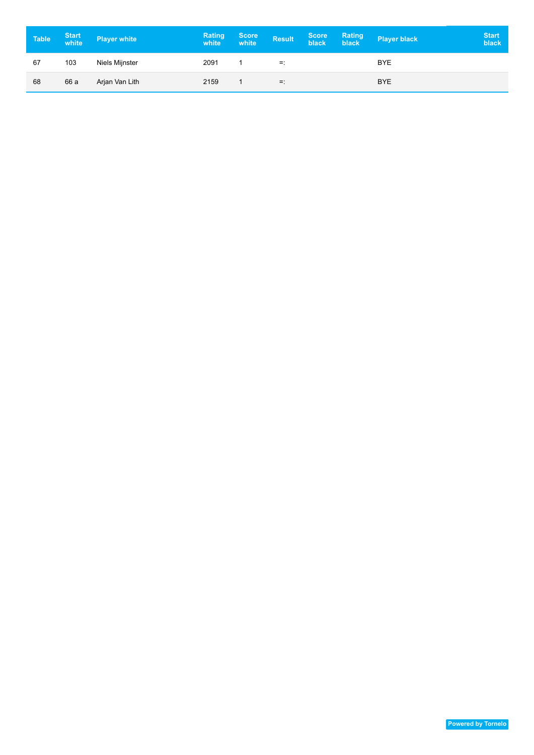| Table | Start white | Player white | Rating white | Score white | Result | Score black | Rating black | Player black | Start black |
|---|---|---|---|---|---|---|---|---|---|
| 67 | 103 | Niels Mijnster | 2091 | 1 | =: | | | BYE | |
| 68 | 66 a | Arjan Van Lith | 2159 | 1 | =: | | | BYE | |

Powered by Tornelo